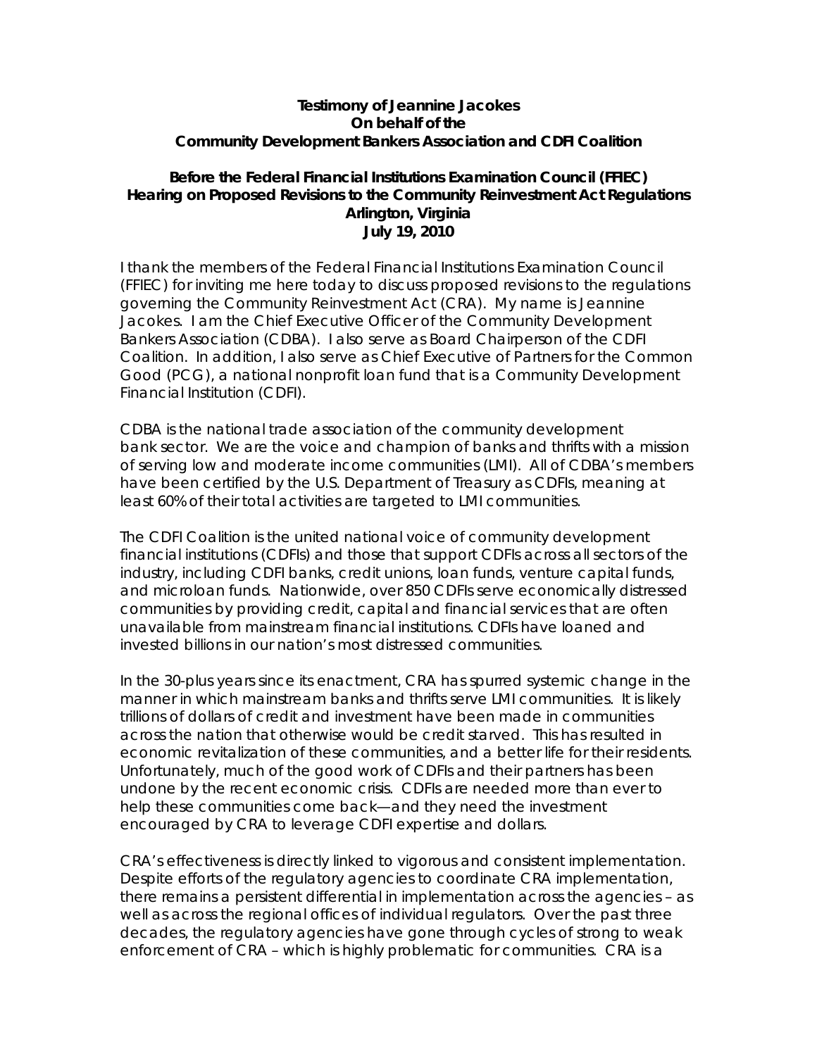**Testimony of Jeannine Jacokes**
**On behalf of the**
**Community Development Bankers Association and CDFI Coalition**

**Before the Federal Financial Institutions Examination Council (FFIEC)**
**Hearing on Proposed Revisions to the Community Reinvestment Act Regulations**
**Arlington, Virginia**
**July 19, 2010**

I thank the members of the Federal Financial Institutions Examination Council (FFIEC) for inviting me here today to discuss proposed revisions to the regulations governing the Community Reinvestment Act (CRA). My name is Jeannine Jacokes. I am the Chief Executive Officer of the Community Development Bankers Association (CDBA). I also serve as Board Chairperson of the CDFI Coalition. In addition, I also serve as Chief Executive of Partners for the Common Good (PCG), a national nonprofit loan fund that is a Community Development Financial Institution (CDFI).

CDBA is the national trade association of the community development bank sector. We are the voice and champion of banks and thrifts with a mission of serving low and moderate income communities (LMI). All of CDBA's members have been certified by the U.S. Department of Treasury as CDFIs, meaning at least 60% of their total activities are targeted to LMI communities.

The CDFI Coalition is the united national voice of community development financial institutions (CDFIs) and those that support CDFIs across all sectors of the industry, including CDFI banks, credit unions, loan funds, venture capital funds, and microloan funds. Nationwide, over 850 CDFIs serve economically distressed communities by providing credit, capital and financial services that are often unavailable from mainstream financial institutions. CDFIs have loaned and invested billions in our nation's most distressed communities.

In the 30-plus years since its enactment, CRA has spurred systemic change in the manner in which mainstream banks and thrifts serve LMI communities. It is likely trillions of dollars of credit and investment have been made in communities across the nation that otherwise would be credit starved. This has resulted in economic revitalization of these communities, and a better life for their residents. Unfortunately, much of the good work of CDFIs and their partners has been undone by the recent economic crisis. CDFIs are needed more than ever to help these communities come back—and they need the investment encouraged by CRA to leverage CDFI expertise and dollars.

CRA's effectiveness is directly linked to vigorous and consistent implementation. Despite efforts of the regulatory agencies to coordinate CRA implementation, there remains a persistent differential in implementation across the agencies – as well as across the regional offices of individual regulators. Over the past three decades, the regulatory agencies have gone through cycles of strong to weak enforcement of CRA – which is highly problematic for communities. CRA is a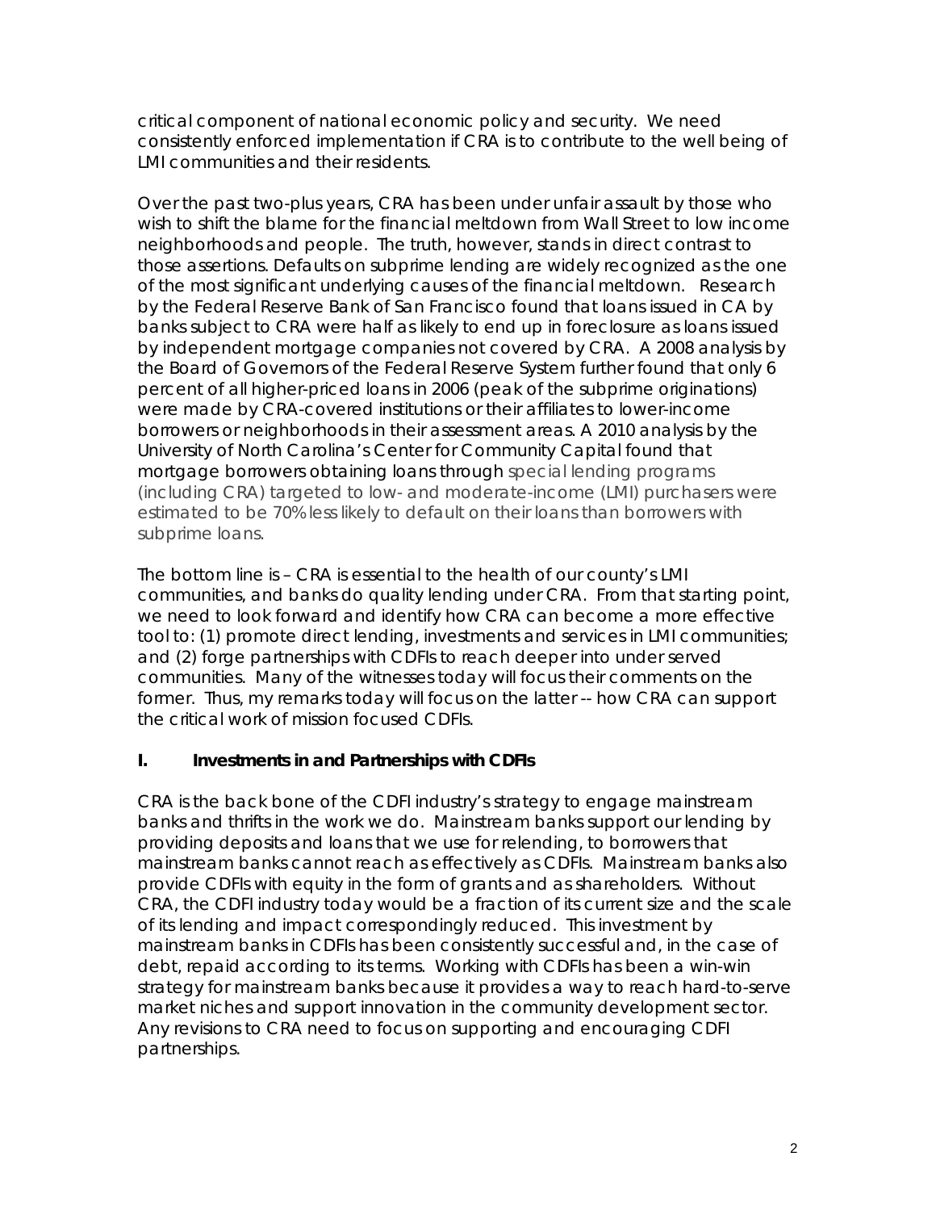critical component of national economic policy and security. We need consistently enforced implementation if CRA is to contribute to the well being of LMI communities and their residents.

Over the past two-plus years, CRA has been under unfair assault by those who wish to shift the blame for the financial meltdown from Wall Street to low income neighborhoods and people. The truth, however, stands in direct contrast to those assertions. Defaults on subprime lending are widely recognized as the one of the most significant underlying causes of the financial meltdown. Research by the Federal Reserve Bank of San Francisco found that loans issued in CA by banks subject to CRA were half as likely to end up in foreclosure as loans issued by independent mortgage companies not covered by CRA. A 2008 analysis by the Board of Governors of the Federal Reserve System further found that only 6 percent of all higher-priced loans in 2006 (peak of the subprime originations) were made by CRA-covered institutions or their affiliates to lower-income borrowers or neighborhoods in their assessment areas. A 2010 analysis by the University of North Carolina's Center for Community Capital found that mortgage borrowers obtaining loans through special lending programs (including CRA) targeted to low- and moderate-income (LMI) purchasers were estimated to be 70% less likely to default on their loans than borrowers with subprime loans.

The bottom line is – CRA is essential to the health of our county's LMI communities, and banks do quality lending under CRA. From that starting point, we need to look forward and identify how CRA can become a more effective tool to: (1) promote direct lending, investments and services in LMI communities; and (2) forge partnerships with CDFIs to reach deeper into under served communities. Many of the witnesses today will focus their comments on the former. Thus, my remarks today will focus on the latter -- how CRA can support the critical work of mission focused CDFIs.

## I. Investments in and Partnerships with CDFIs

CRA is the back bone of the CDFI industry's strategy to engage mainstream banks and thrifts in the work we do. Mainstream banks support our lending by providing deposits and loans that we use for relending, to borrowers that mainstream banks cannot reach as effectively as CDFIs. Mainstream banks also provide CDFIs with equity in the form of grants and as shareholders. Without CRA, the CDFI industry today would be a fraction of its current size and the scale of its lending and impact correspondingly reduced. This investment by mainstream banks in CDFIs has been consistently successful and, in the case of debt, repaid according to its terms. Working with CDFIs has been a win-win strategy for mainstream banks because it provides a way to reach hard-to-serve market niches and support innovation in the community development sector. Any revisions to CRA need to focus on supporting and encouraging CDFI partnerships.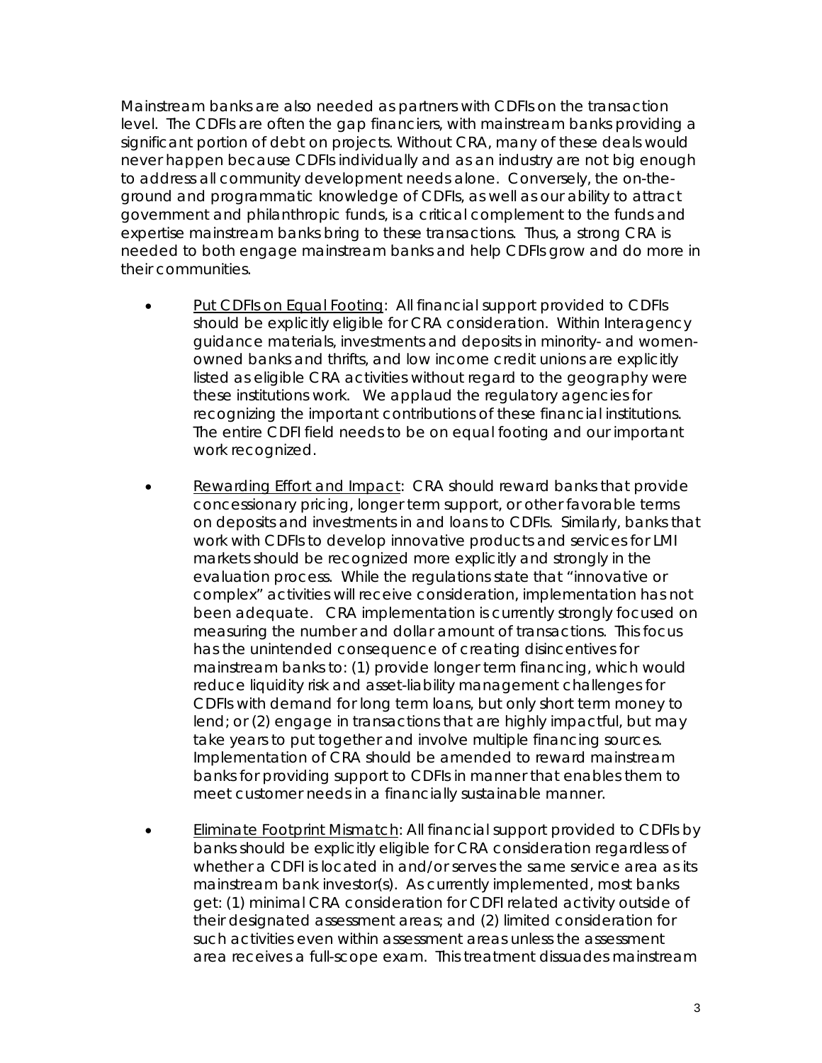Mainstream banks are also needed as partners with CDFIs on the transaction level. The CDFIs are often the gap financiers, with mainstream banks providing a significant portion of debt on projects. Without CRA, many of these deals would never happen because CDFIs individually and as an industry are not big enough to address all community development needs alone. Conversely, the on-the-ground and programmatic knowledge of CDFIs, as well as our ability to attract government and philanthropic funds, is a critical complement to the funds and expertise mainstream banks bring to these transactions. Thus, a strong CRA is needed to both engage mainstream banks and help CDFIs grow and do more in their communities.

- Put CDFIs on Equal Footing: All financial support provided to CDFIs should be explicitly eligible for CRA consideration. Within Interagency guidance materials, investments and deposits in minority- and women-owned banks and thrifts, and low income credit unions are explicitly listed as eligible CRA activities without regard to the geography were these institutions work. We applaud the regulatory agencies for recognizing the important contributions of these financial institutions. The entire CDFI field needs to be on equal footing and our important work recognized.

- Rewarding Effort and Impact: CRA should reward banks that provide concessionary pricing, longer term support, or other favorable terms on deposits and investments in and loans to CDFIs. Similarly, banks that work with CDFIs to develop innovative products and services for LMI markets should be recognized more explicitly and strongly in the evaluation process. While the regulations state that "innovative or complex" activities will receive consideration, implementation has not been adequate. CRA implementation is currently strongly focused on measuring the number and dollar amount of transactions. This focus has the unintended consequence of creating disincentives for mainstream banks to: (1) provide longer term financing, which would reduce liquidity risk and asset-liability management challenges for CDFIs with demand for long term loans, but only short term money to lend; or (2) engage in transactions that are highly impactful, but may take years to put together and involve multiple financing sources. Implementation of CRA should be amended to reward mainstream banks for providing support to CDFIs in manner that enables them to meet customer needs in a financially sustainable manner.

- Eliminate Footprint Mismatch: All financial support provided to CDFIs by banks should be explicitly eligible for CRA consideration regardless of whether a CDFI is located in and/or serves the same service area as its mainstream bank investor(s). As currently implemented, most banks get: (1) minimal CRA consideration for CDFI related activity outside of their designated assessment areas; and (2) limited consideration for such activities even within assessment areas unless the assessment area receives a full-scope exam. This treatment dissuades mainstream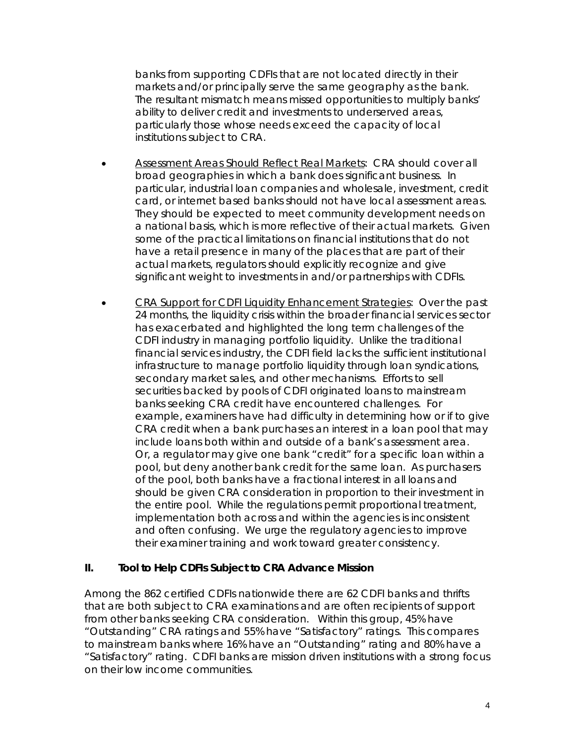banks from supporting CDFIs that are not located directly in their markets and/or principally serve the same geography as the bank. The resultant mismatch means missed opportunities to multiply banks' ability to deliver credit and investments to underserved areas, particularly those whose needs exceed the capacity of local institutions subject to CRA.

- <u>Assessment Areas Should Reflect Real Markets</u>: CRA should cover all broad geographies in which a bank does significant business. In particular, industrial loan companies and wholesale, investment, credit card, or internet based banks should not have local assessment areas. They should be expected to meet community development needs on a national basis, which is more reflective of their actual markets. Given some of the practical limitations on financial institutions that do not have a retail presence in many of the places that are part of their actual markets, regulators should explicitly recognize and give significant weight to investments in and/or partnerships with CDFIs.

- <u>CRA Support for CDFI Liquidity Enhancement Strategies</u>: Over the past 24 months, the liquidity crisis within the broader financial services sector has exacerbated and highlighted the long term challenges of the CDFI industry in managing portfolio liquidity. Unlike the traditional financial services industry, the CDFI field lacks the sufficient institutional infrastructure to manage portfolio liquidity through loan syndications, secondary market sales, and other mechanisms. Efforts to sell securities backed by pools of CDFI originated loans to mainstream banks seeking CRA credit have encountered challenges. For example, examiners have had difficulty in determining how or if to give CRA credit when a bank purchases an interest in a loan pool that may include loans both within and outside of a bank's assessment area. Or, a regulator may give one bank "credit" for a specific loan within a pool, but deny another bank credit for the same loan. As purchasers of the pool, both banks have a fractional interest in all loans and should be given CRA consideration in proportion to their investment in the entire pool. While the regulations permit proportional treatment, implementation both across and within the agencies is inconsistent and often confusing. We urge the regulatory agencies to improve their examiner training and work toward greater consistency.

## II. Tool to Help CDFIs Subject to CRA Advance Mission

Among the 862 certified CDFIs nationwide there are 62 CDFI banks and thrifts that are both subject to CRA examinations and are often recipients of support from other banks seeking CRA consideration. Within this group, 45% have "Outstanding" CRA ratings and 55% have "Satisfactory" ratings. This compares to mainstream banks where 16% have an "Outstanding" rating and 80% have a "Satisfactory" rating. CDFI banks are mission driven institutions with a strong focus on their low income communities.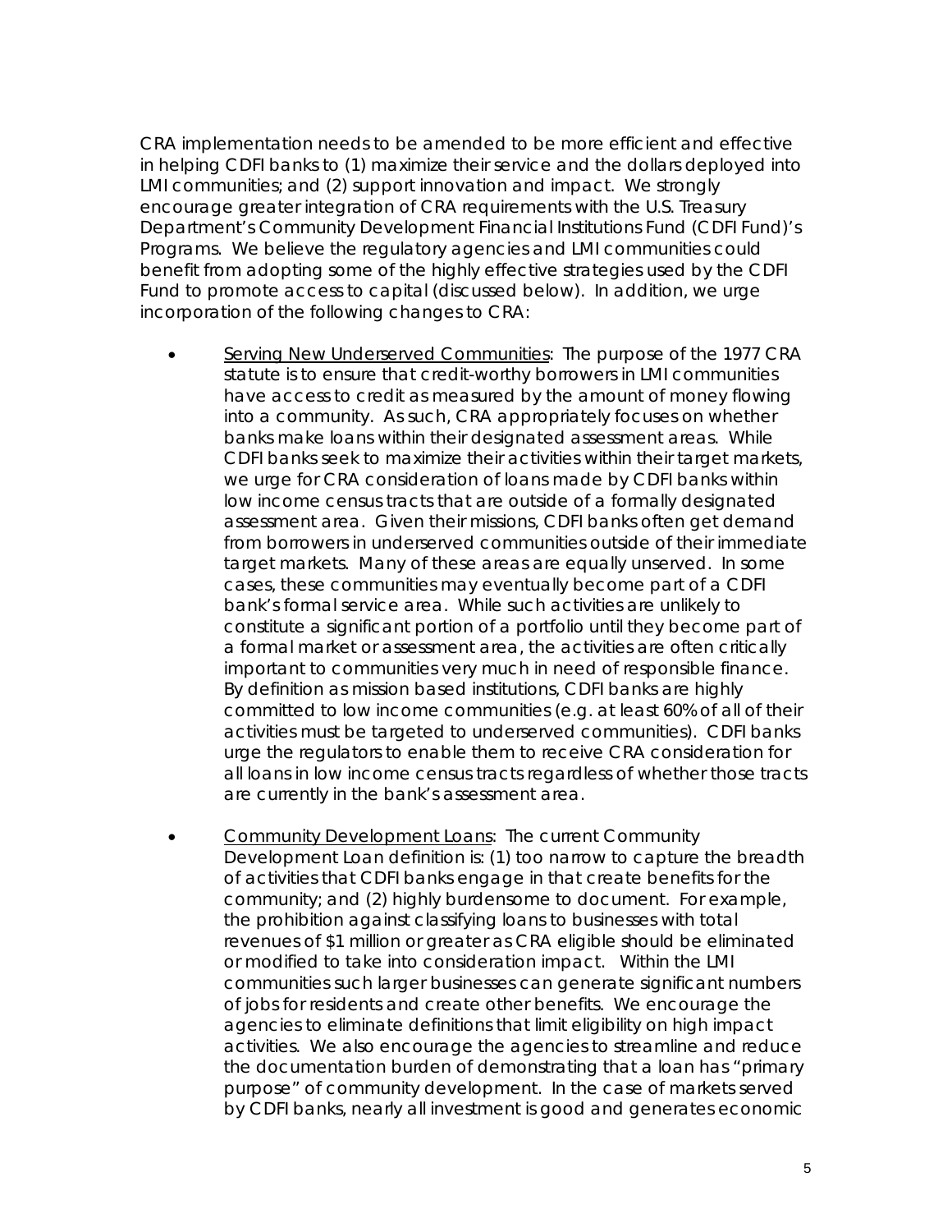CRA implementation needs to be amended to be more efficient and effective in helping CDFI banks to (1) maximize their service and the dollars deployed into LMI communities; and (2) support innovation and impact. We strongly encourage greater integration of CRA requirements with the U.S. Treasury Department's Community Development Financial Institutions Fund (CDFI Fund)'s Programs. We believe the regulatory agencies and LMI communities could benefit from adopting some of the highly effective strategies used by the CDFI Fund to promote access to capital (discussed below). In addition, we urge incorporation of the following changes to CRA:

- Serving New Underserved Communities: The purpose of the 1977 CRA statute is to ensure that credit-worthy borrowers in LMI communities have access to credit as measured by the amount of money flowing into a community. As such, CRA appropriately focuses on whether banks make loans within their designated assessment areas. While CDFI banks seek to maximize their activities within their target markets, we urge for CRA consideration of loans made by CDFI banks within low income census tracts that are outside of a formally designated assessment area. Given their missions, CDFI banks often get demand from borrowers in underserved communities outside of their immediate target markets. Many of these areas are equally unserved. In some cases, these communities may eventually become part of a CDFI bank's formal service area. While such activities are unlikely to constitute a significant portion of a portfolio until they become part of a formal market or assessment area, the activities are often critically important to communities very much in need of responsible finance. By definition as mission based institutions, CDFI banks are highly committed to low income communities (e.g. at least 60% of all of their activities must be targeted to underserved communities). CDFI banks urge the regulators to enable them to receive CRA consideration for all loans in low income census tracts regardless of whether those tracts are currently in the bank's assessment area.

- Community Development Loans: The current Community Development Loan definition is: (1) too narrow to capture the breadth of activities that CDFI banks engage in that create benefits for the community; and (2) highly burdensome to document. For example, the prohibition against classifying loans to businesses with total revenues of $1 million or greater as CRA eligible should be eliminated or modified to take into consideration impact. Within the LMI communities such larger businesses can generate significant numbers of jobs for residents and create other benefits. We encourage the agencies to eliminate definitions that limit eligibility on high impact activities. We also encourage the agencies to streamline and reduce the documentation burden of demonstrating that a loan has "primary purpose" of community development. In the case of markets served by CDFI banks, nearly all investment is good and generates economic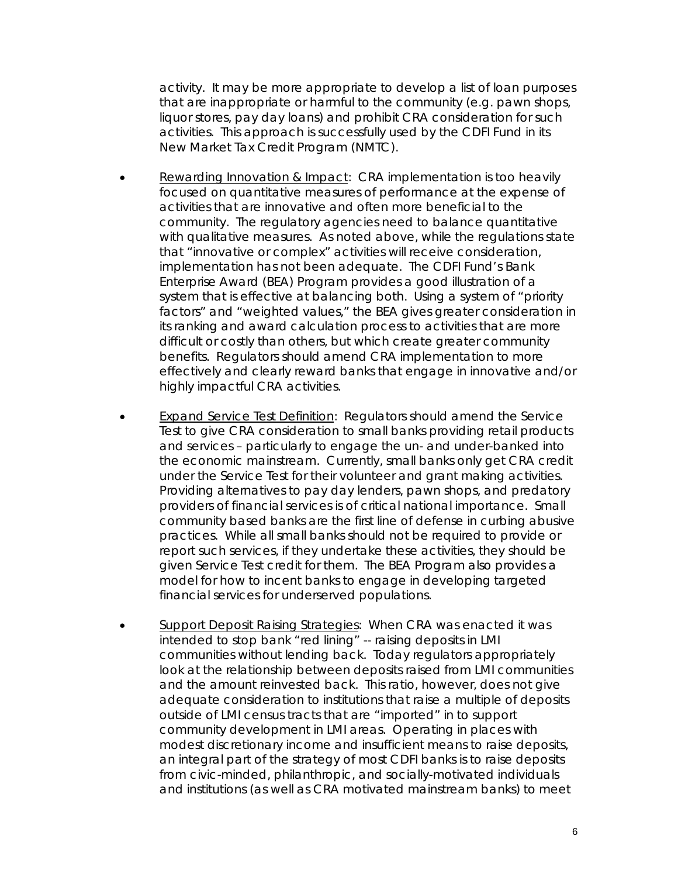activity. It may be more appropriate to develop a list of loan purposes that are inappropriate or harmful to the community (e.g. pawn shops, liquor stores, pay day loans) and prohibit CRA consideration for such activities. This approach is successfully used by the CDFI Fund in its New Market Tax Credit Program (NMTC).

- Rewarding Innovation & Impact: CRA implementation is too heavily focused on quantitative measures of performance at the expense of activities that are innovative and often more beneficial to the community. The regulatory agencies need to balance quantitative with qualitative measures. As noted above, while the regulations state that "innovative or complex" activities will receive consideration, implementation has not been adequate. The CDFI Fund's Bank Enterprise Award (BEA) Program provides a good illustration of a system that is effective at balancing both. Using a system of "priority factors" and "weighted values," the BEA gives greater consideration in its ranking and award calculation process to activities that are more difficult or costly than others, but which create greater community benefits. Regulators should amend CRA implementation to more effectively and clearly reward banks that engage in innovative and/or highly impactful CRA activities.

- Expand Service Test Definition: Regulators should amend the Service Test to give CRA consideration to small banks providing retail products and services – particularly to engage the un- and under-banked into the economic mainstream. Currently, small banks only get CRA credit under the Service Test for their volunteer and grant making activities. Providing alternatives to pay day lenders, pawn shops, and predatory providers of financial services is of critical national importance. Small community based banks are the first line of defense in curbing abusive practices. While all small banks should not be required to provide or report such services, if they undertake these activities, they should be given Service Test credit for them. The BEA Program also provides a model for how to incent banks to engage in developing targeted financial services for underserved populations.

- Support Deposit Raising Strategies: When CRA was enacted it was intended to stop bank "red lining" -- raising deposits in LMI communities without lending back. Today regulators appropriately look at the relationship between deposits raised from LMI communities and the amount reinvested back. This ratio, however, does not give adequate consideration to institutions that raise a multiple of deposits outside of LMI census tracts that are "imported" in to support community development in LMI areas. Operating in places with modest discretionary income and insufficient means to raise deposits, an integral part of the strategy of most CDFI banks is to raise deposits from civic-minded, philanthropic, and socially-motivated individuals and institutions (as well as CRA motivated mainstream banks) to meet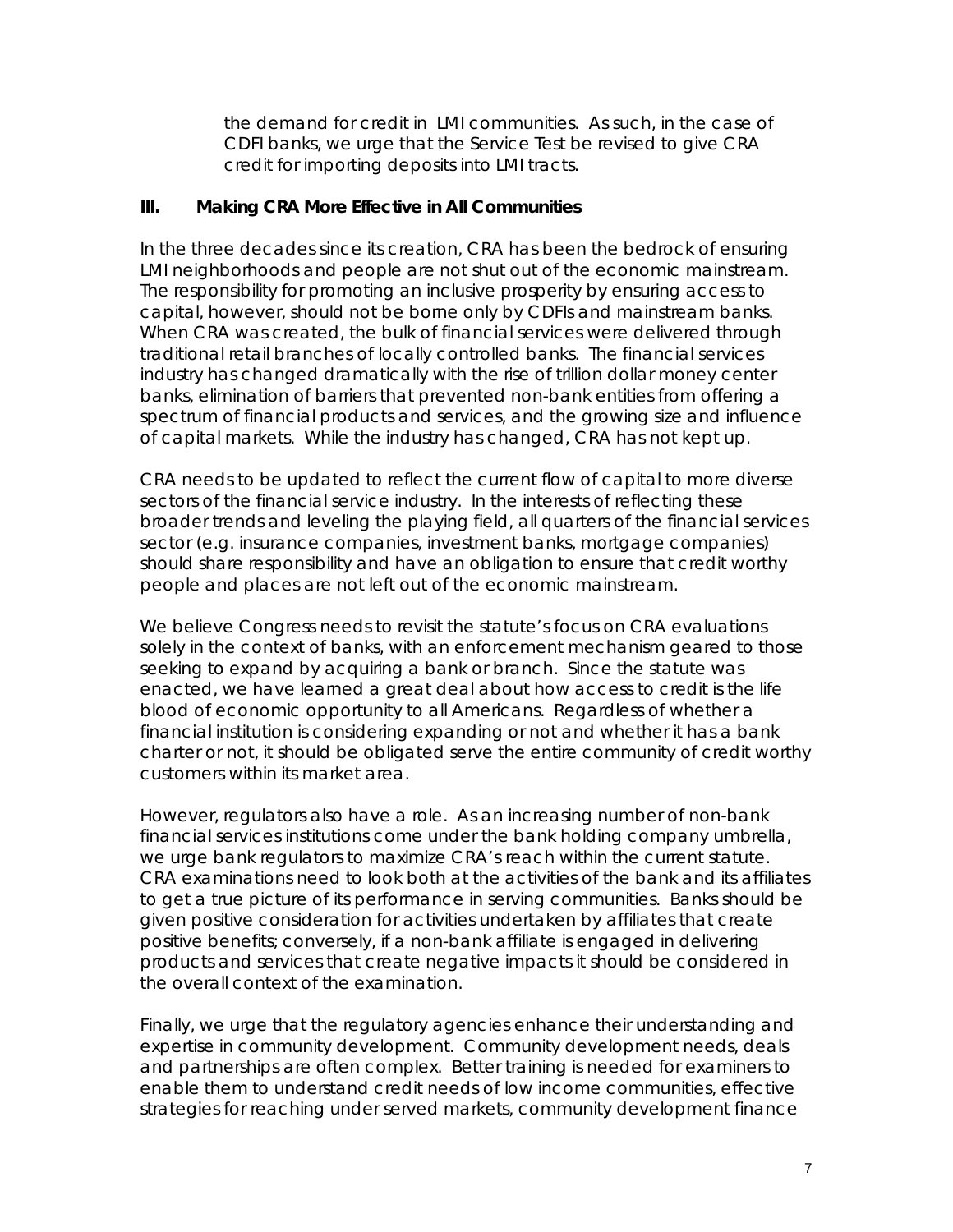the demand for credit in LMI communities. As such, in the case of CDFI banks, we urge that the Service Test be revised to give CRA credit for importing deposits into LMI tracts.

## III. Making CRA More Effective in All Communities

In the three decades since its creation, CRA has been the bedrock of ensuring LMI neighborhoods and people are not shut out of the economic mainstream. The responsibility for promoting an inclusive prosperity by ensuring access to capital, however, should not be borne only by CDFIs and mainstream banks. When CRA was created, the bulk of financial services were delivered through traditional retail branches of locally controlled banks. The financial services industry has changed dramatically with the rise of trillion dollar money center banks, elimination of barriers that prevented non-bank entities from offering a spectrum of financial products and services, and the growing size and influence of capital markets. While the industry has changed, CRA has not kept up.

CRA needs to be updated to reflect the current flow of capital to more diverse sectors of the financial service industry. In the interests of reflecting these broader trends and leveling the playing field, all quarters of the financial services sector (e.g. insurance companies, investment banks, mortgage companies) should share responsibility and have an obligation to ensure that credit worthy people and places are not left out of the economic mainstream.

We believe Congress needs to revisit the statute's focus on CRA evaluations solely in the context of banks, with an enforcement mechanism geared to those seeking to expand by acquiring a bank or branch. Since the statute was enacted, we have learned a great deal about how access to credit is the life blood of economic opportunity to all Americans. Regardless of whether a financial institution is considering expanding or not and whether it has a bank charter or not, it should be obligated serve the entire community of credit worthy customers within its market area.

However, regulators also have a role. As an increasing number of non-bank financial services institutions come under the bank holding company umbrella, we urge bank regulators to maximize CRA's reach within the current statute. CRA examinations need to look both at the activities of the bank and its affiliates to get a true picture of its performance in serving communities. Banks should be given positive consideration for activities undertaken by affiliates that create positive benefits; conversely, if a non-bank affiliate is engaged in delivering products and services that create negative impacts it should be considered in the overall context of the examination.

Finally, we urge that the regulatory agencies enhance their understanding and expertise in community development. Community development needs, deals and partnerships are often complex. Better training is needed for examiners to enable them to understand credit needs of low income communities, effective strategies for reaching under served markets, community development finance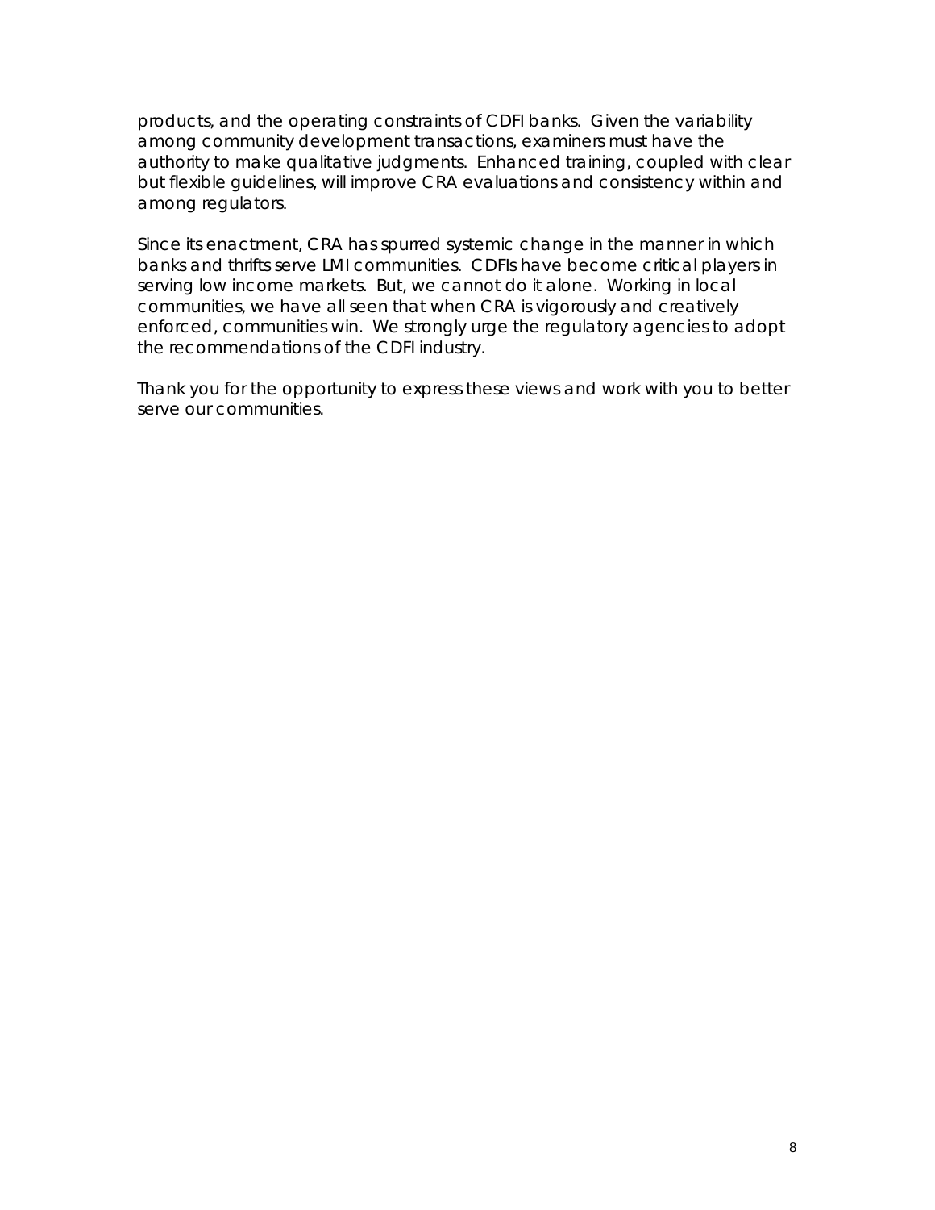products, and the operating constraints of CDFI banks. Given the variability among community development transactions, examiners must have the authority to make qualitative judgments. Enhanced training, coupled with clear but flexible guidelines, will improve CRA evaluations and consistency within and among regulators.

Since its enactment, CRA has spurred systemic change in the manner in which banks and thrifts serve LMI communities. CDFIs have become critical players in serving low income markets. But, we cannot do it alone. Working in local communities, we have all seen that when CRA is vigorously and creatively enforced, communities win. We strongly urge the regulatory agencies to adopt the recommendations of the CDFI industry.

Thank you for the opportunity to express these views and work with you to better serve our communities.